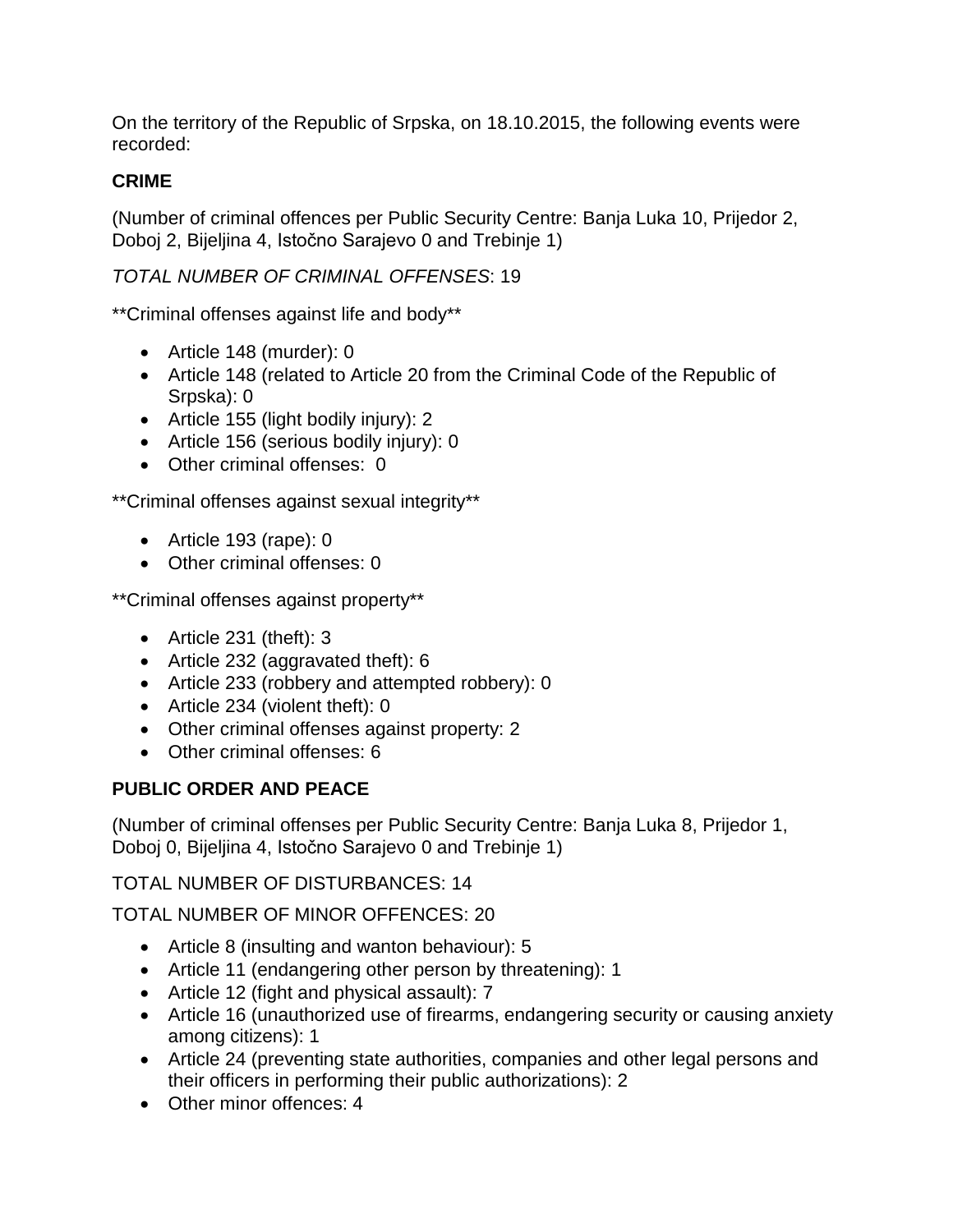On the territory of the Republic of Srpska, on 18.10.2015, the following events were recorded:

**CRIME**

(Number of criminal offences per Public Security Centre: Banja Luka 10, Prijedor 2, Doboj 2, Bijeljina 4, Istočno Sarajevo 0 and Trebinje 1)

*TOTAL NUMBER OF CRIMINAL OFFENSES*: 19

**Criminal offenses against life and body**

- Article 148 (murder): 0
- Article 148 (related to Article 20 from the Criminal Code of the Republic of Srpska): 0
- Article 155 (light bodily injury): 2
- Article 156 (serious bodily injury): 0
- Other criminal offenses: 0

**Criminal offenses against sexual integrity**

- Article 193 (rape): 0
- Other criminal offenses: 0

**Criminal offenses against property**

- Article 231 (theft): 3
- Article 232 (aggravated theft): 6
- Article 233 (robbery and attempted robbery): 0
- Article 234 (violent theft): 0
- Other criminal offenses against property: 2
- Other criminal offenses: 6

**PUBLIC ORDER AND PEACE**

(Number of criminal offenses per Public Security Centre: Banja Luka 8, Prijedor 1, Doboj 0, Bijeljina 4, Istočno Sarajevo 0 and Trebinje 1)

TOTAL NUMBER OF DISTURBANCES: 14

TOTAL NUMBER OF MINOR OFFENCES: 20

- Article 8 (insulting and wanton behaviour): 5
- Article 11 (endangering other person by threatening): 1
- Article 12 (fight and physical assault): 7
- Article 16 (unauthorized use of firearms, endangering security or causing anxiety among citizens): 1
- Article 24 (preventing state authorities, companies and other legal persons and their officers in performing their public authorizations): 2
- Other minor offences: 4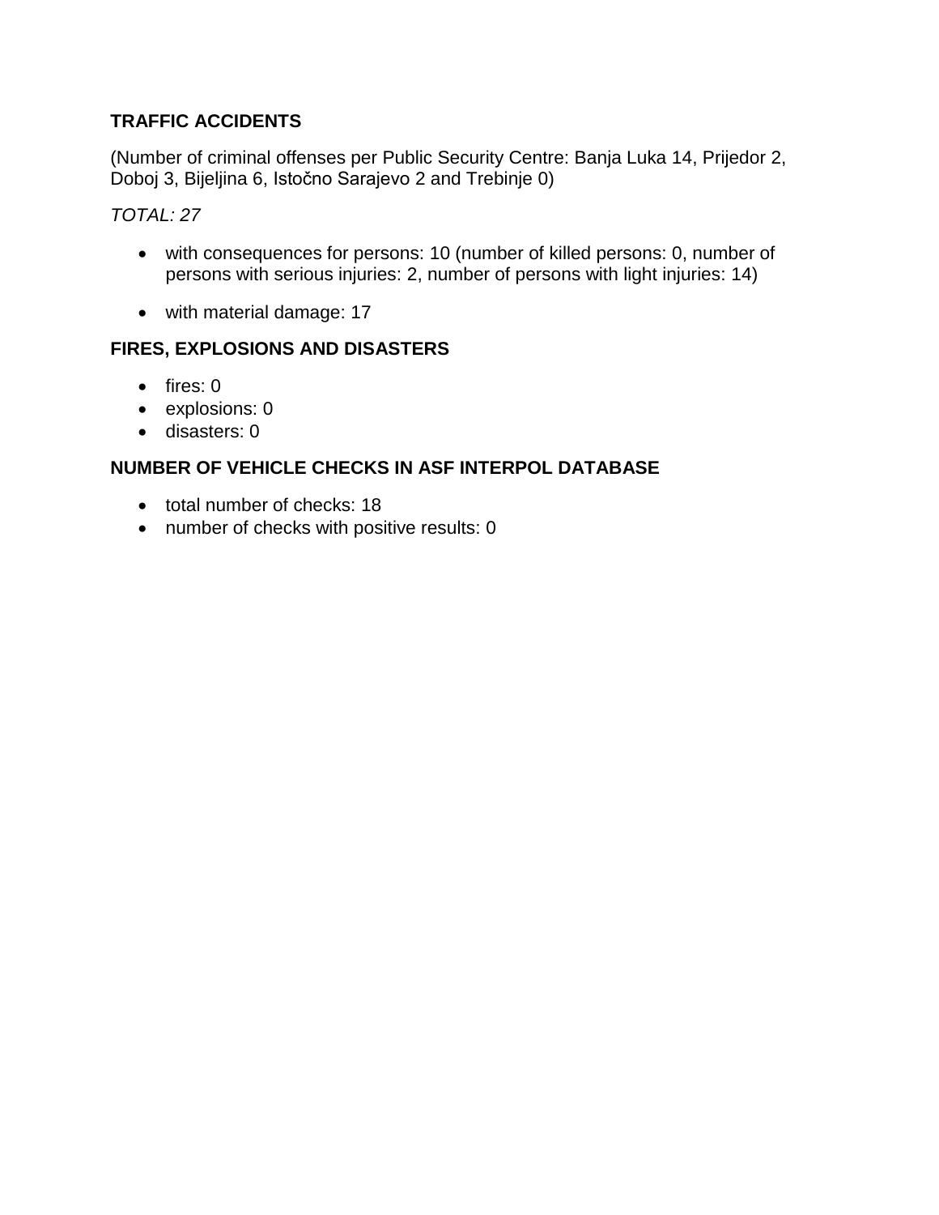## TRAFFIC ACCIDENTS

(Number of criminal offenses per Public Security Centre: Banja Luka 14, Prijedor 2, Doboj 3, Bijeljina 6, Istočno Sarajevo 2 and Trebinje 0)

*TOTAL: 27*

- with consequences for persons: 10 (number of killed persons: 0, number of persons with serious injuries: 2, number of persons with light injuries: 14)
- with material damage: 17

## FIRES, EXPLOSIONS AND DISASTERS

- fires: 0
- explosions: 0
- disasters: 0

## NUMBER OF VEHICLE CHECKS IN ASF INTERPOL DATABASE

- total number of checks: 18
- number of checks with positive results: 0